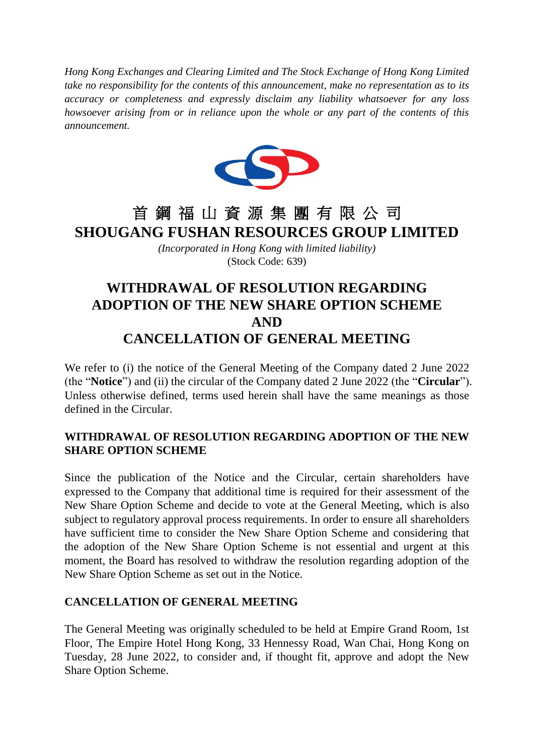*Hong Kong Exchanges and Clearing Limited and The Stock Exchange of Hong Kong Limited take no responsibility for the contents of this announcement, make no representation as to its accuracy or completeness and expressly disclaim any liability whatsoever for any loss howsoever arising from or in reliance upon the whole or any part of the contents of this announcement.*

# 首 鋼 福 山 資 源 集 團 有 限 公 司

# SHOUGANG FUSHAN RESOURCES GROUP LIMITED

*(Incorporated in Hong Kong with limited liability)*
(Stock Code: 639)

## WITHDRAWAL OF RESOLUTION REGARDING ADOPTION OF THE NEW SHARE OPTION SCHEME AND CANCELLATION OF GENERAL MEETING

We refer to (i) the notice of the General Meeting of the Company dated 2 June 2022 (the "**Notice**") and (ii) the circular of the Company dated 2 June 2022 (the "**Circular**"). Unless otherwise defined, terms used herein shall have the same meanings as those defined in the Circular.

### WITHDRAWAL OF RESOLUTION REGARDING ADOPTION OF THE NEW SHARE OPTION SCHEME

Since the publication of the Notice and the Circular, certain shareholders have expressed to the Company that additional time is required for their assessment of the New Share Option Scheme and decide to vote at the General Meeting, which is also subject to regulatory approval process requirements. In order to ensure all shareholders have sufficient time to consider the New Share Option Scheme and considering that the adoption of the New Share Option Scheme is not essential and urgent at this moment, the Board has resolved to withdraw the resolution regarding adoption of the New Share Option Scheme as set out in the Notice.

### CANCELLATION OF GENERAL MEETING

The General Meeting was originally scheduled to be held at Empire Grand Room, 1st Floor, The Empire Hotel Hong Kong, 33 Hennessy Road, Wan Chai, Hong Kong on Tuesday, 28 June 2022, to consider and, if thought fit, approve and adopt the New Share Option Scheme.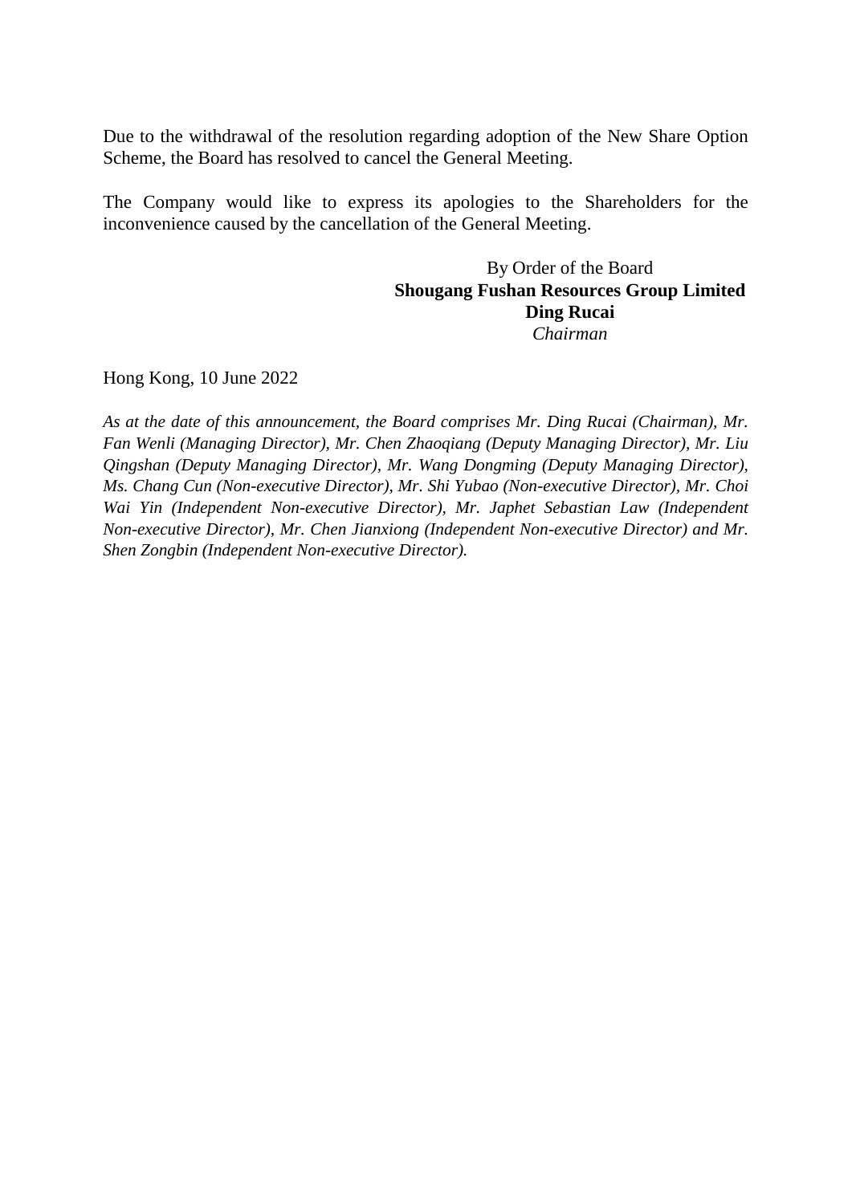Due to the withdrawal of the resolution regarding adoption of the New Share Option Scheme, the Board has resolved to cancel the General Meeting.

The Company would like to express its apologies to the Shareholders for the inconvenience caused by the cancellation of the General Meeting.

By Order of the Board
**Shougang Fushan Resources Group Limited**
**Ding Rucai**
*Chairman*

Hong Kong, 10 June 2022

*As at the date of this announcement, the Board comprises Mr. Ding Rucai (Chairman), Mr. Fan Wenli (Managing Director), Mr. Chen Zhaoqiang (Deputy Managing Director), Mr. Liu Qingshan (Deputy Managing Director), Mr. Wang Dongming (Deputy Managing Director), Ms. Chang Cun (Non-executive Director), Mr. Shi Yubao (Non-executive Director), Mr. Choi Wai Yin (Independent Non-executive Director), Mr. Japhet Sebastian Law (Independent Non-executive Director), Mr. Chen Jianxiong (Independent Non-executive Director) and Mr. Shen Zongbin (Independent Non-executive Director).*